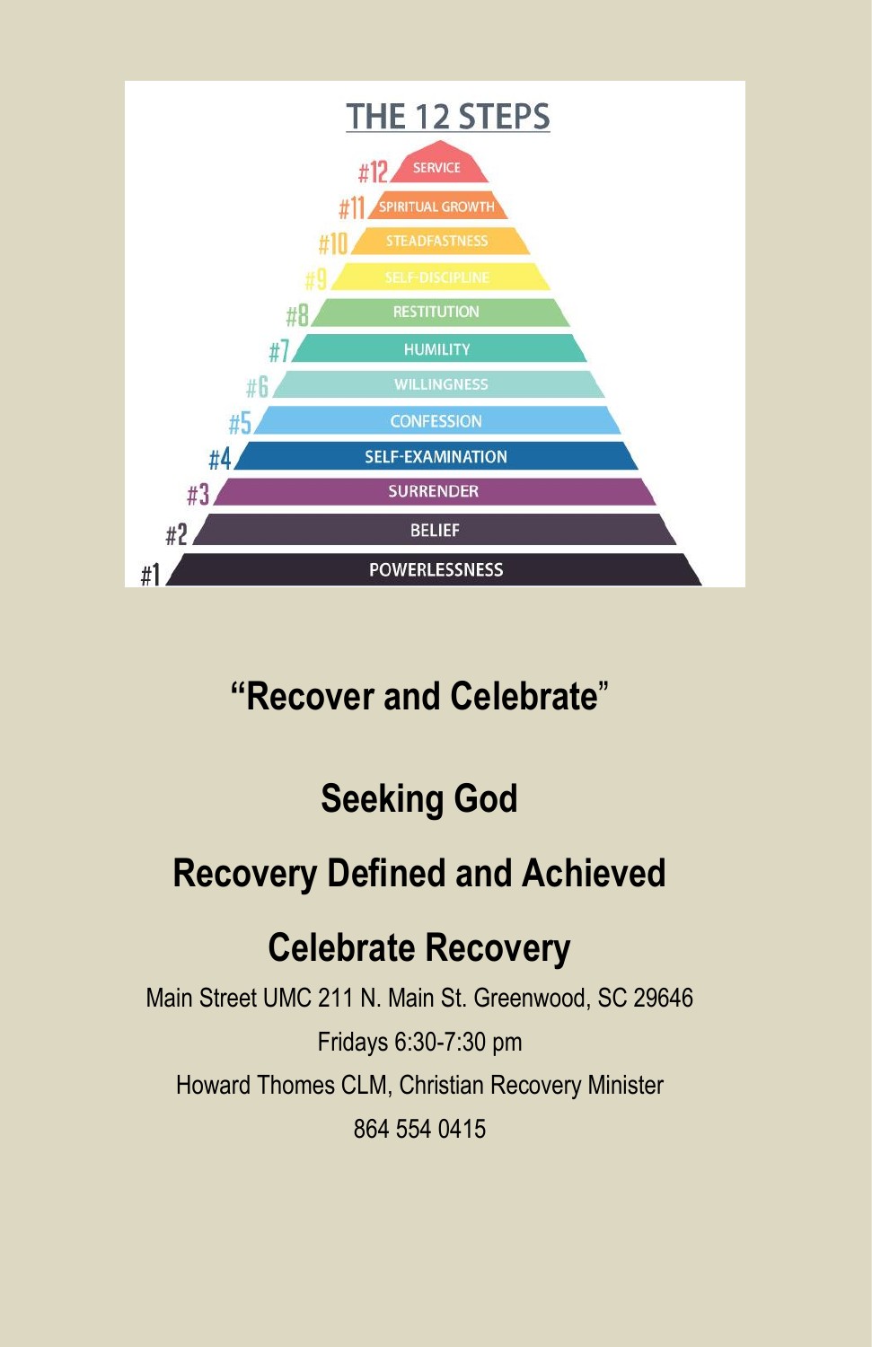## THE 12 STEPS

- #12 SERVICE
- #11 SPIRITUAL GROWTH
- #10 STEADFASTNESS
- #9 SELF-DISCIPLINE
- #8 RESTITUTION
- #7 HUMILITY
- #6 WILLINGNESS
- #5 CONFESSION
- #4 SELF-EXAMINATION
- #3 SURRENDER
- #2 BELIEF
- #1 POWERLESSNESS

# "Recover and Celebrate"

## Seeking God

## Recovery Defined and Achieved

## Celebrate Recovery

Main Street UMC 211 N. Main St. Greenwood, SC 29646

Fridays 6:30-7:30 pm

Howard Thomes CLM, Christian Recovery Minister

864 554 0415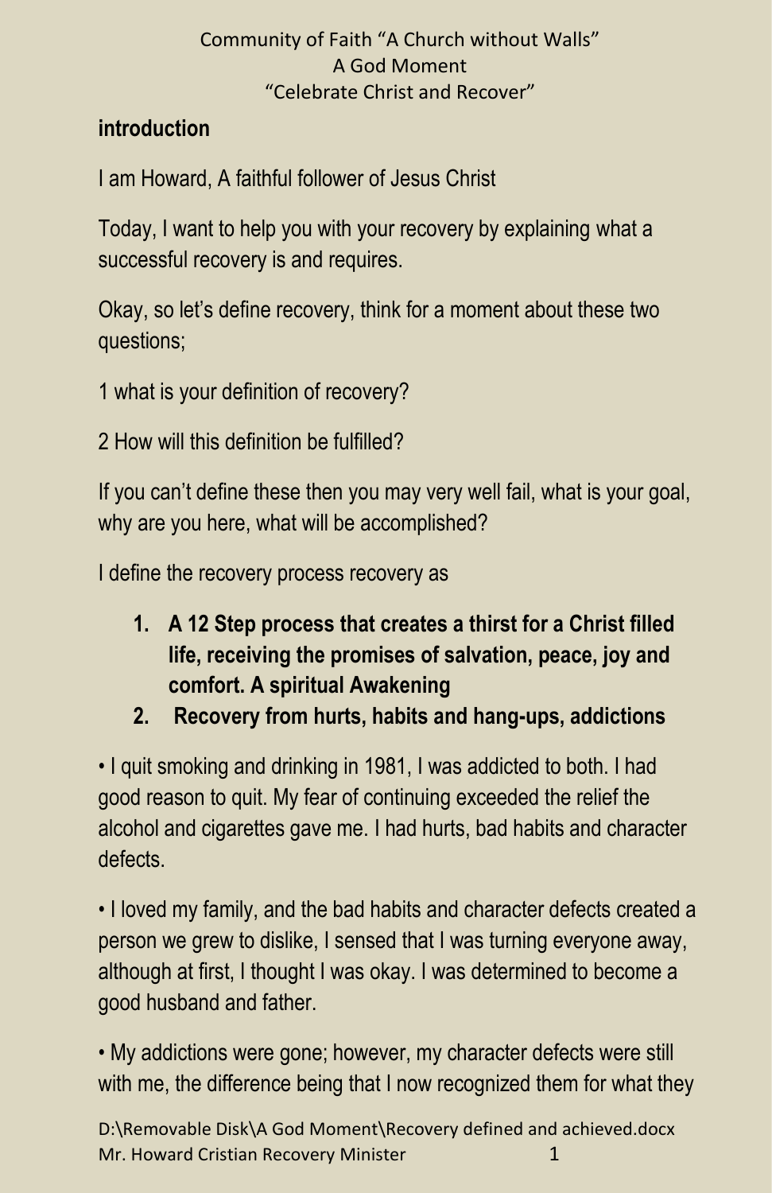Community of Faith "A Church without Walls"
A God Moment
"Celebrate Christ and Recover"

**introduction**

I am Howard, A faithful follower of Jesus Christ

Today, I want to help you with your recovery by explaining what a successful recovery is and requires.

Okay, so let's define recovery, think for a moment about these two questions;

1 what is your definition of recovery?

2 How will this definition be fulfilled?

If you can't define these then you may very well fail, what is your goal, why are you here, what will be accomplished?

I define the recovery process recovery as

1. **A 12 Step process that creates a thirst for a Christ filled life, receiving the promises of salvation, peace, joy and comfort. A spiritual Awakening**
2. **Recovery from hurts, habits and hang-ups, addictions**

• I quit smoking and drinking in 1981, I was addicted to both. I had good reason to quit. My fear of continuing exceeded the relief the alcohol and cigarettes gave me. I had hurts, bad habits and character defects.

• I loved my family, and the bad habits and character defects created a person we grew to dislike, I sensed that I was turning everyone away, although at first, I thought I was okay. I was determined to become a good husband and father.

• My addictions were gone; however, my character defects were still with me, the difference being that I now recognized them for what they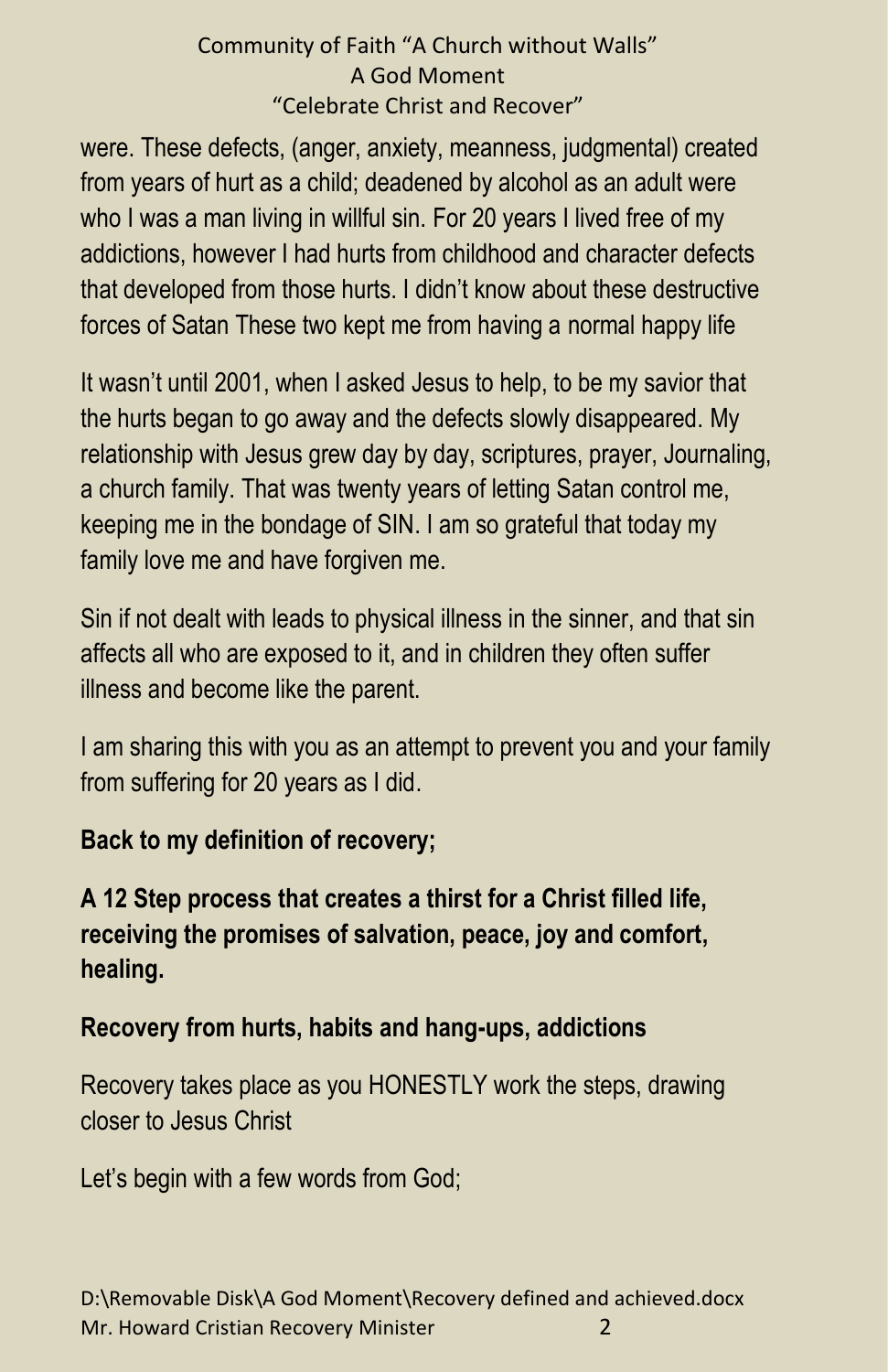were. These defects, (anger, anxiety, meanness, judgmental) created from years of hurt as a child; deadened by alcohol as an adult were who I was a man living in willful sin. For 20 years I lived free of my addictions, however I had hurts from childhood and character defects that developed from those hurts. I didn't know about these destructive forces of Satan These two kept me from having a normal happy life

It wasn't until 2001, when I asked Jesus to help, to be my savior that the hurts began to go away and the defects slowly disappeared. My relationship with Jesus grew day by day, scriptures, prayer, Journaling, a church family. That was twenty years of letting Satan control me, keeping me in the bondage of SIN. I am so grateful that today my family love me and have forgiven me.

Sin if not dealt with leads to physical illness in the sinner, and that sin affects all who are exposed to it, and in children they often suffer illness and become like the parent.

I am sharing this with you as an attempt to prevent you and your family from suffering for 20 years as I did.

**Back to my definition of recovery;**

**A 12 Step process that creates a thirst for a Christ filled life, receiving the promises of salvation, peace, joy and comfort, healing.**

**Recovery from hurts, habits and hang-ups, addictions**

Recovery takes place as you HONESTLY work the steps, drawing closer to Jesus Christ

Let's begin with a few words from God;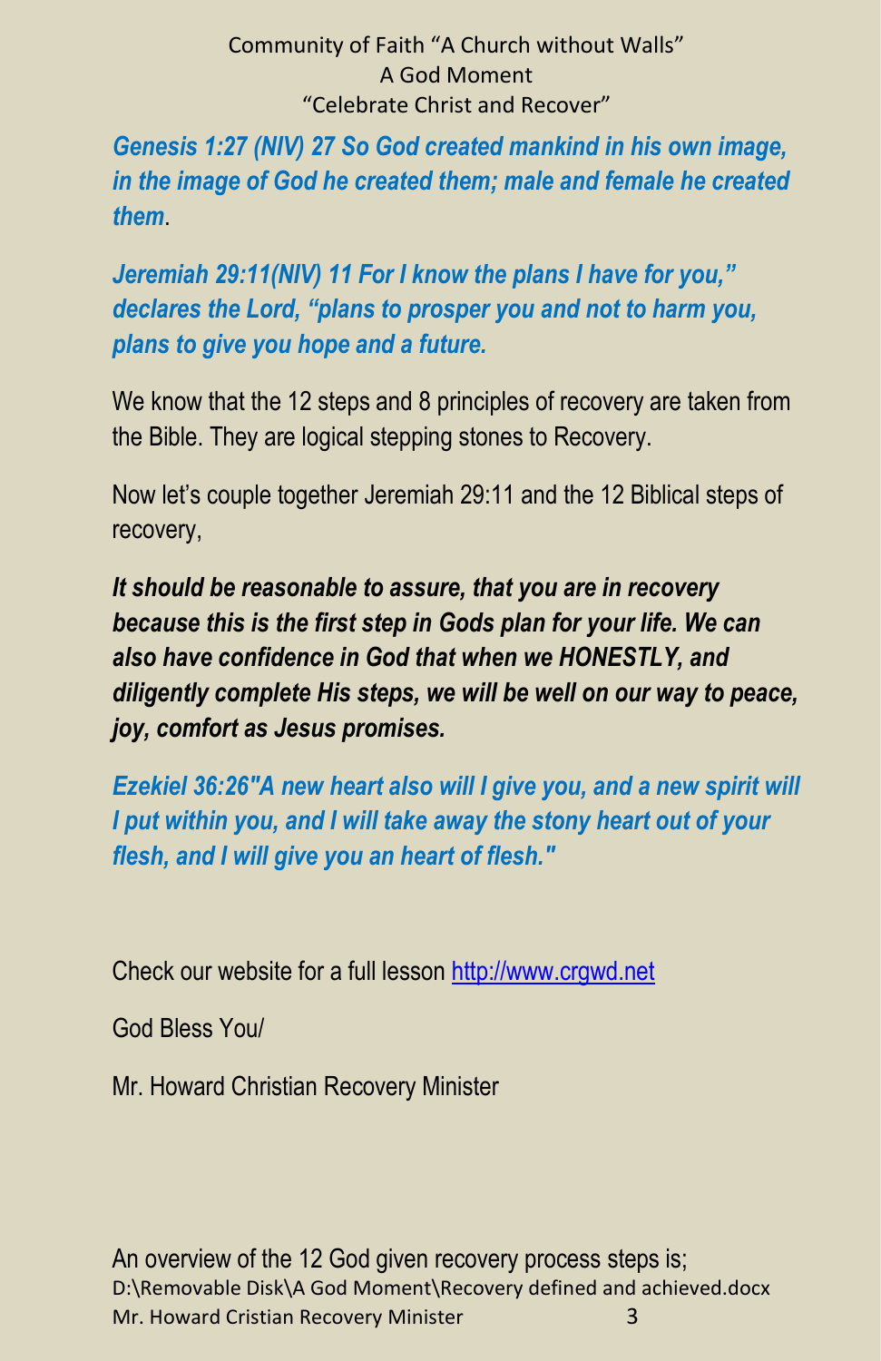Community of Faith "A Church without Walls"
A God Moment
"Celebrate Christ and Recover"

***Genesis 1:27 (NIV) 27 So God created mankind in his own image, in the image of God he created them; male and female he created them*.**

***Jeremiah 29:11(NIV) 11 For I know the plans I have for you," declares the Lord, "plans to prosper you and not to harm you, plans to give you hope and a future.***

We know that the 12 steps and 8 principles of recovery are taken from the Bible. They are logical stepping stones to Recovery.

Now let's couple together Jeremiah 29:11 and the 12 Biblical steps of recovery,

***It should be reasonable to assure, that you are in recovery because this is the first step in Gods plan for your life. We can also have confidence in God that when we HONESTLY, and diligently complete His steps, we will be well on our way to peace, joy, comfort as Jesus promises.***

***Ezekiel 36:26"A new heart also will I give you, and a new spirit will I put within you, and I will take away the stony heart out of your flesh, and I will give you an heart of flesh."***

Check our website for a full lesson [http://www.crgwd.net](http://www.crgwd.net)

God Bless You/

Mr. Howard Christian Recovery Minister

An overview of the 12 God given recovery process steps is;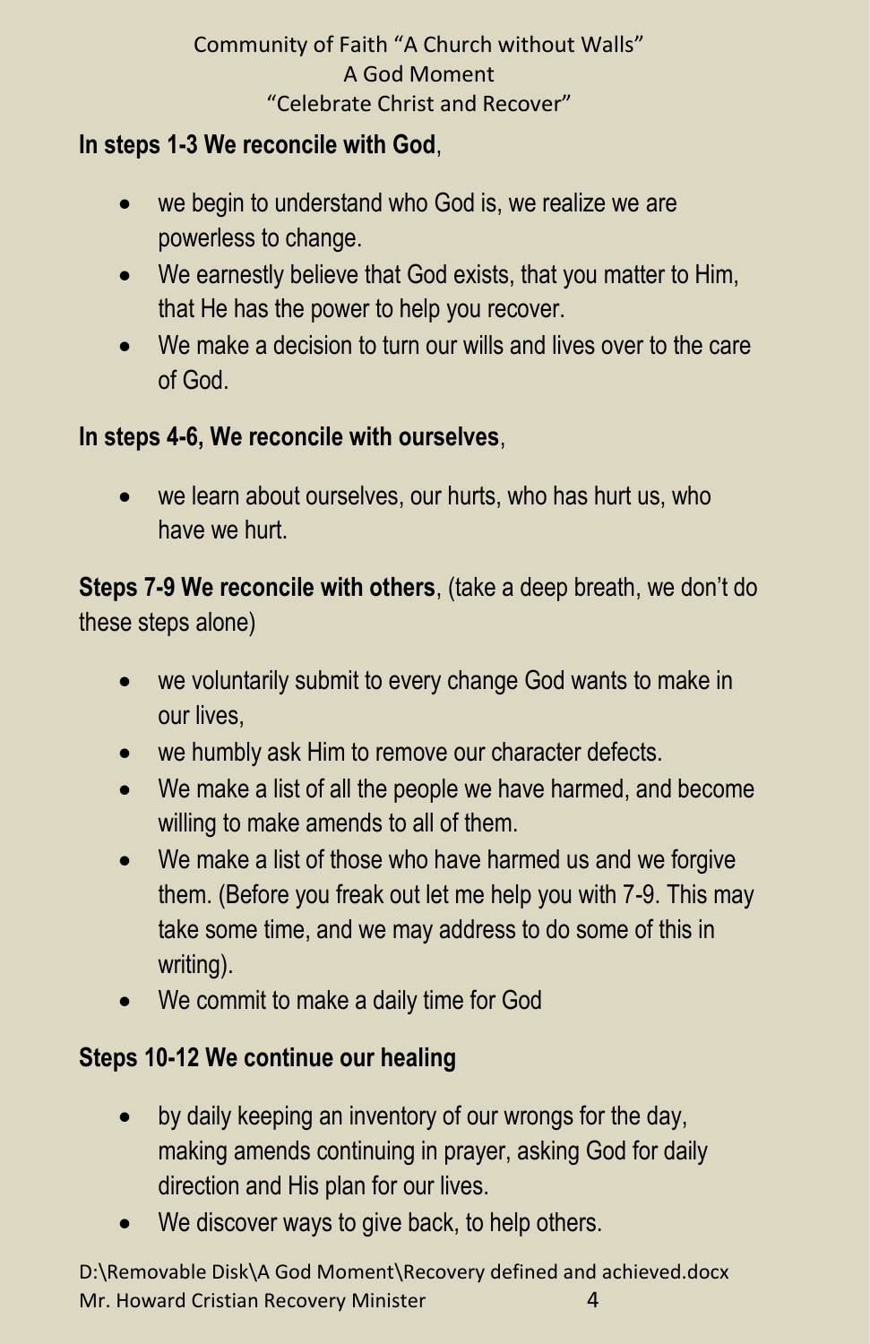**In steps 1-3 We reconcile with God**,

- we begin to understand who God is, we realize we are powerless to change.
- We earnestly believe that God exists, that you matter to Him, that He has the power to help you recover.
- We make a decision to turn our wills and lives over to the care of God.

**In steps 4-6, We reconcile with ourselves**,

- we learn about ourselves, our hurts, who has hurt us, who have we hurt.

**Steps 7-9 We reconcile with others**, (take a deep breath, we don't do these steps alone)

- we voluntarily submit to every change God wants to make in our lives,
- we humbly ask Him to remove our character defects.
- We make a list of all the people we have harmed, and become willing to make amends to all of them.
- We make a list of those who have harmed us and we forgive them. (Before you freak out let me help you with 7-9. This may take some time, and we may address to do some of this in writing).
- We commit to make a daily time for God

**Steps 10-12 We continue our healing**

- by daily keeping an inventory of our wrongs for the day, making amends continuing in prayer, asking God for daily direction and His plan for our lives.
- We discover ways to give back, to help others.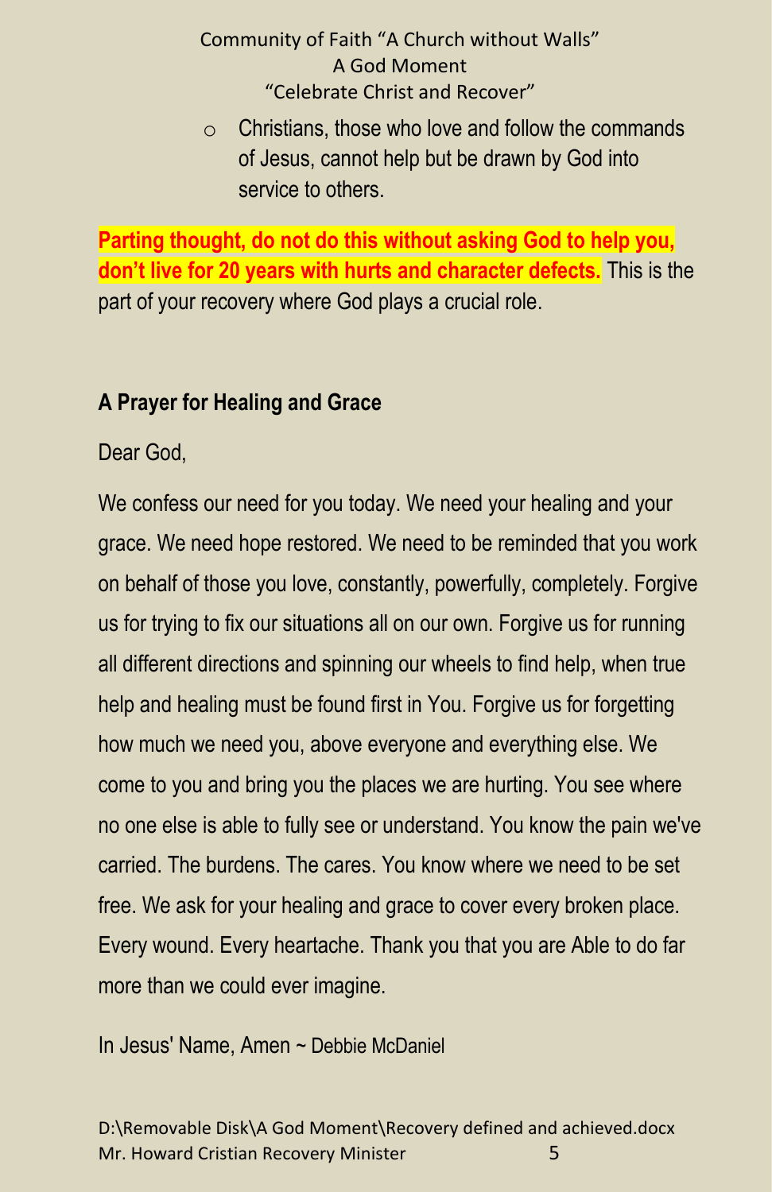- Christians, those who love and follow the commands of Jesus, cannot help but be drawn by God into service to others.

**Parting thought, do not do this without asking God to help you, don't live for 20 years with hurts and character defects.** This is the part of your recovery where God plays a crucial role.

**A Prayer for Healing and Grace**

Dear God,

We confess our need for you today. We need your healing and your grace. We need hope restored. We need to be reminded that you work on behalf of those you love, constantly, powerfully, completely. Forgive us for trying to fix our situations all on our own. Forgive us for running all different directions and spinning our wheels to find help, when true help and healing must be found first in You. Forgive us for forgetting how much we need you, above everyone and everything else. We come to you and bring you the places we are hurting. You see where no one else is able to fully see or understand. You know the pain we've carried. The burdens. The cares. You know where we need to be set free. We ask for your healing and grace to cover every broken place. Every wound. Every heartache. Thank you that you are Able to do far more than we could ever imagine.

In Jesus' Name, Amen ~ Debbie McDaniel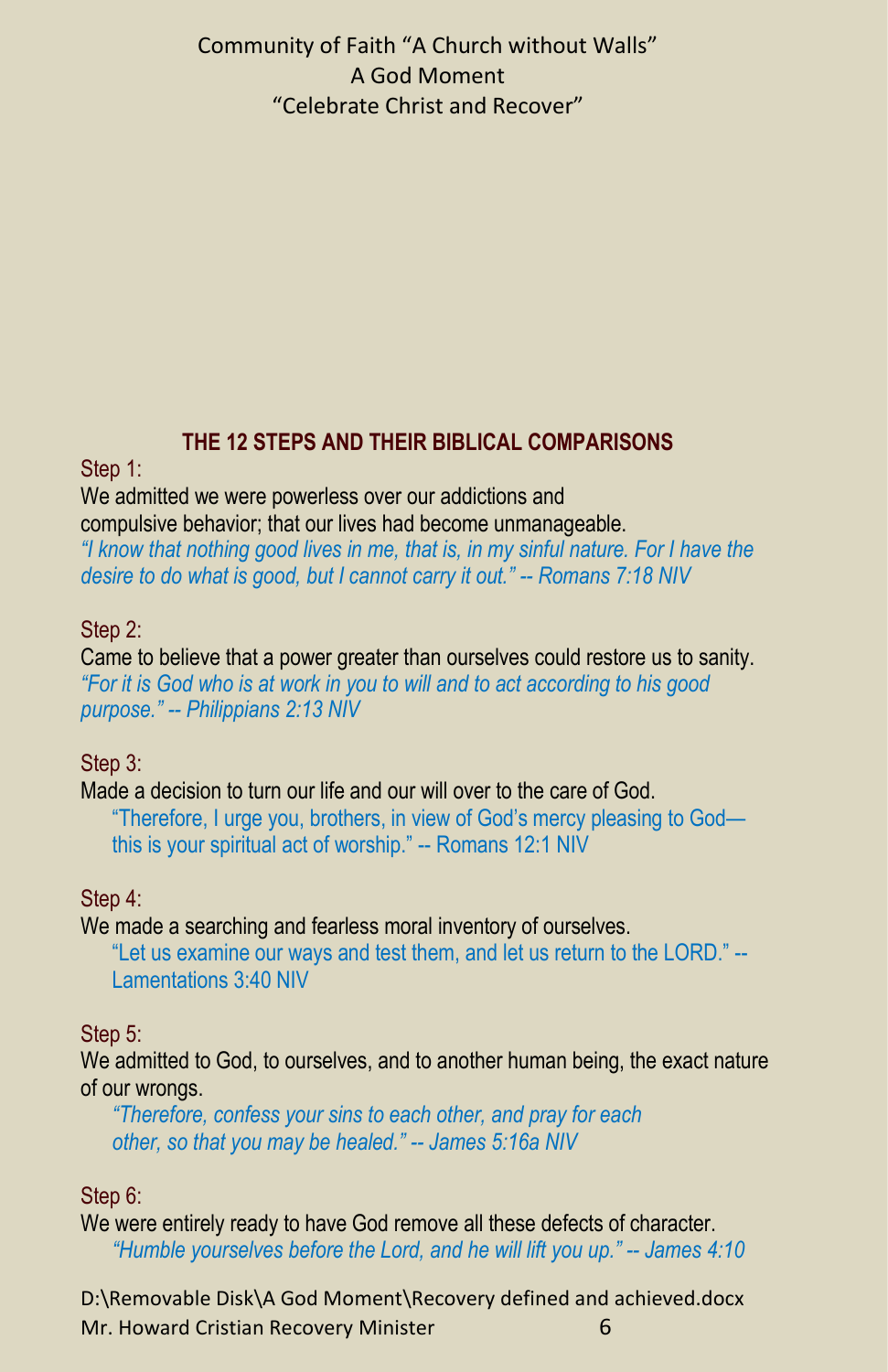Community of Faith "A Church without Walls"
A God Moment
"Celebrate Christ and Recover"

## THE 12 STEPS AND THEIR BIBLICAL COMPARISONS

Step 1:

We admitted we were powerless over our addictions and compulsive behavior; that our lives had become unmanageable.
*"I know that nothing good lives in me, that is, in my sinful nature. For I have the desire to do what is good, but I cannot carry it out." -- Romans 7:18 NIV*

Step 2:

Came to believe that a power greater than ourselves could restore us to sanity.
*"For it is God who is at work in you to will and to act according to his good purpose." -- Philippians 2:13 NIV*

Step 3:

Made a decision to turn our life and our will over to the care of God.

> "Therefore, I urge you, brothers, in view of God's mercy pleasing to God— this is your spiritual act of worship." -- Romans 12:1 NIV

Step 4:

We made a searching and fearless moral inventory of ourselves.

> "Let us examine our ways and test them, and let us return to the LORD." -- Lamentations 3:40 NIV

Step 5:

We admitted to God, to ourselves, and to another human being, the exact nature of our wrongs.

> *"Therefore, confess your sins to each other, and pray for each other, so that you may be healed." -- James 5:16a NIV*

Step 6:

We were entirely ready to have God remove all these defects of character.

> *"Humble yourselves before the Lord, and he will lift you up." -- James 4:10*

D:\Removable Disk\A God Moment\Recovery defined and achieved.docx
Mr. Howard Cristian Recovery Minister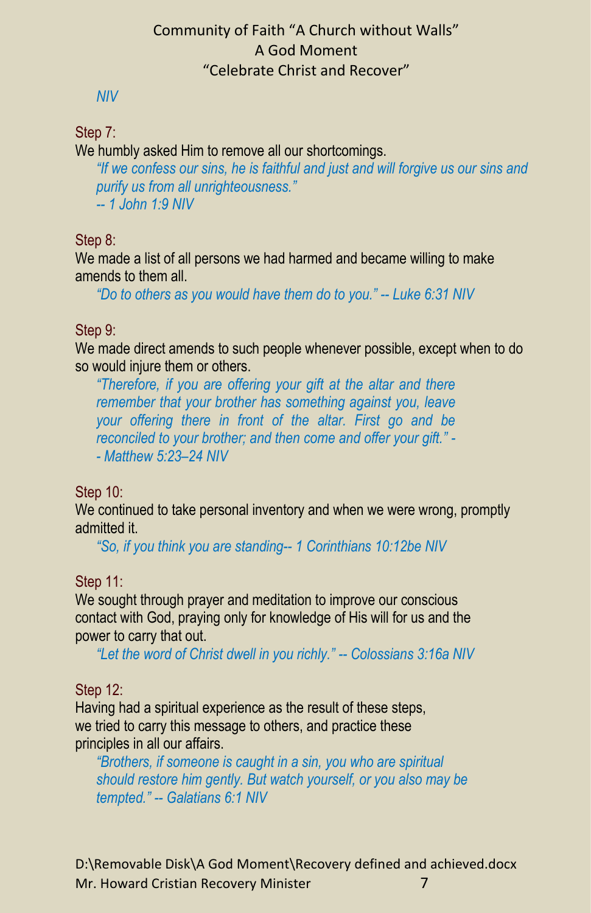*NIV*

Step 7:

We humbly asked Him to remove all our shortcomings.

> *"If we confess our sins, he is faithful and just and will forgive us our sins and purify us from all unrighteousness."*
> *-- 1 John 1:9 NIV*

Step 8:

We made a list of all persons we had harmed and became willing to make amends to them all.

> *"Do to others as you would have them do to you." -- Luke 6:31 NIV*

Step 9:

We made direct amends to such people whenever possible, except when to do so would injure them or others.

> *"Therefore, if you are offering your gift at the altar and there remember that your brother has something against you, leave your offering there in front of the altar. First go and be reconciled to your brother; and then come and offer your gift." -- Matthew 5:23–24 NIV*

Step 10:

We continued to take personal inventory and when we were wrong, promptly admitted it.

> *"So, if you think you are standing-- 1 Corinthians 10:12be NIV*

Step 11:

We sought through prayer and meditation to improve our conscious contact with God, praying only for knowledge of His will for us and the power to carry that out.

> *"Let the word of Christ dwell in you richly." -- Colossians 3:16a NIV*

Step 12:

Having had a spiritual experience as the result of these steps, we tried to carry this message to others, and practice these principles in all our affairs.

> *"Brothers, if someone is caught in a sin, you who are spiritual should restore him gently. But watch yourself, or you also may be tempted." -- Galatians 6:1 NIV*